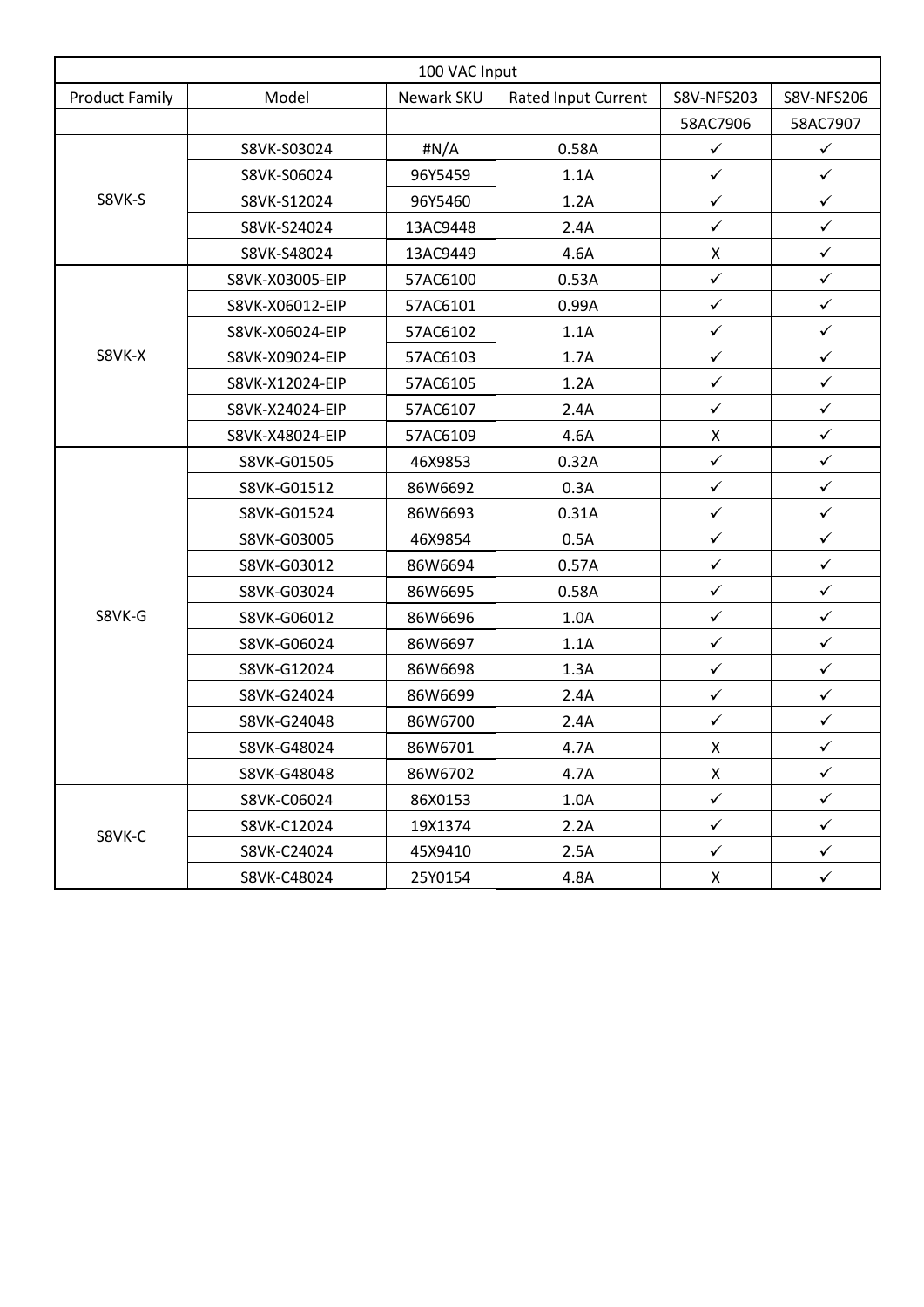| 100 VAC Input | | | | | |
|---|---|---|---|---|---|
| Product Family | Model | Newark SKU | Rated Input Current | S8V-NFS203 | S8V-NFS206 |
| | | | | 58AC7906 | 58AC7907 |
| S8VK-S | S8VK-S03024 | #N/A | 0.58A | ✓ | ✓ |
| | S8VK-S06024 | 96Y5459 | 1.1A | ✓ | ✓ |
| | S8VK-S12024 | 96Y5460 | 1.2A | ✓ | ✓ |
| | S8VK-S24024 | 13AC9448 | 2.4A | ✓ | ✓ |
| | S8VK-S48024 | 13AC9449 | 4.6A | X | ✓ |
| S8VK-X | S8VK-X03005-EIP | 57AC6100 | 0.53A | ✓ | ✓ |
| | S8VK-X06012-EIP | 57AC6101 | 0.99A | ✓ | ✓ |
| | S8VK-X06024-EIP | 57AC6102 | 1.1A | ✓ | ✓ |
| | S8VK-X09024-EIP | 57AC6103 | 1.7A | ✓ | ✓ |
| | S8VK-X12024-EIP | 57AC6105 | 1.2A | ✓ | ✓ |
| | S8VK-X24024-EIP | 57AC6107 | 2.4A | ✓ | ✓ |
| | S8VK-X48024-EIP | 57AC6109 | 4.6A | X | ✓ |
| S8VK-G | S8VK-G01505 | 46X9853 | 0.32A | ✓ | ✓ |
| | S8VK-G01512 | 86W6692 | 0.3A | ✓ | ✓ |
| | S8VK-G01524 | 86W6693 | 0.31A | ✓ | ✓ |
| | S8VK-G03005 | 46X9854 | 0.5A | ✓ | ✓ |
| | S8VK-G03012 | 86W6694 | 0.57A | ✓ | ✓ |
| | S8VK-G03024 | 86W6695 | 0.58A | ✓ | ✓ |
| | S8VK-G06012 | 86W6696 | 1.0A | ✓ | ✓ |
| | S8VK-G06024 | 86W6697 | 1.1A | ✓ | ✓ |
| | S8VK-G12024 | 86W6698 | 1.3A | ✓ | ✓ |
| | S8VK-G24024 | 86W6699 | 2.4A | ✓ | ✓ |
| | S8VK-G24048 | 86W6700 | 2.4A | ✓ | ✓ |
| | S8VK-G48024 | 86W6701 | 4.7A | X | ✓ |
| | S8VK-G48048 | 86W6702 | 4.7A | X | ✓ |
| S8VK-C | S8VK-C06024 | 86X0153 | 1.0A | ✓ | ✓ |
| | S8VK-C12024 | 19X1374 | 2.2A | ✓ | ✓ |
| | S8VK-C24024 | 45X9410 | 2.5A | ✓ | ✓ |
| | S8VK-C48024 | 25Y0154 | 4.8A | X | ✓ |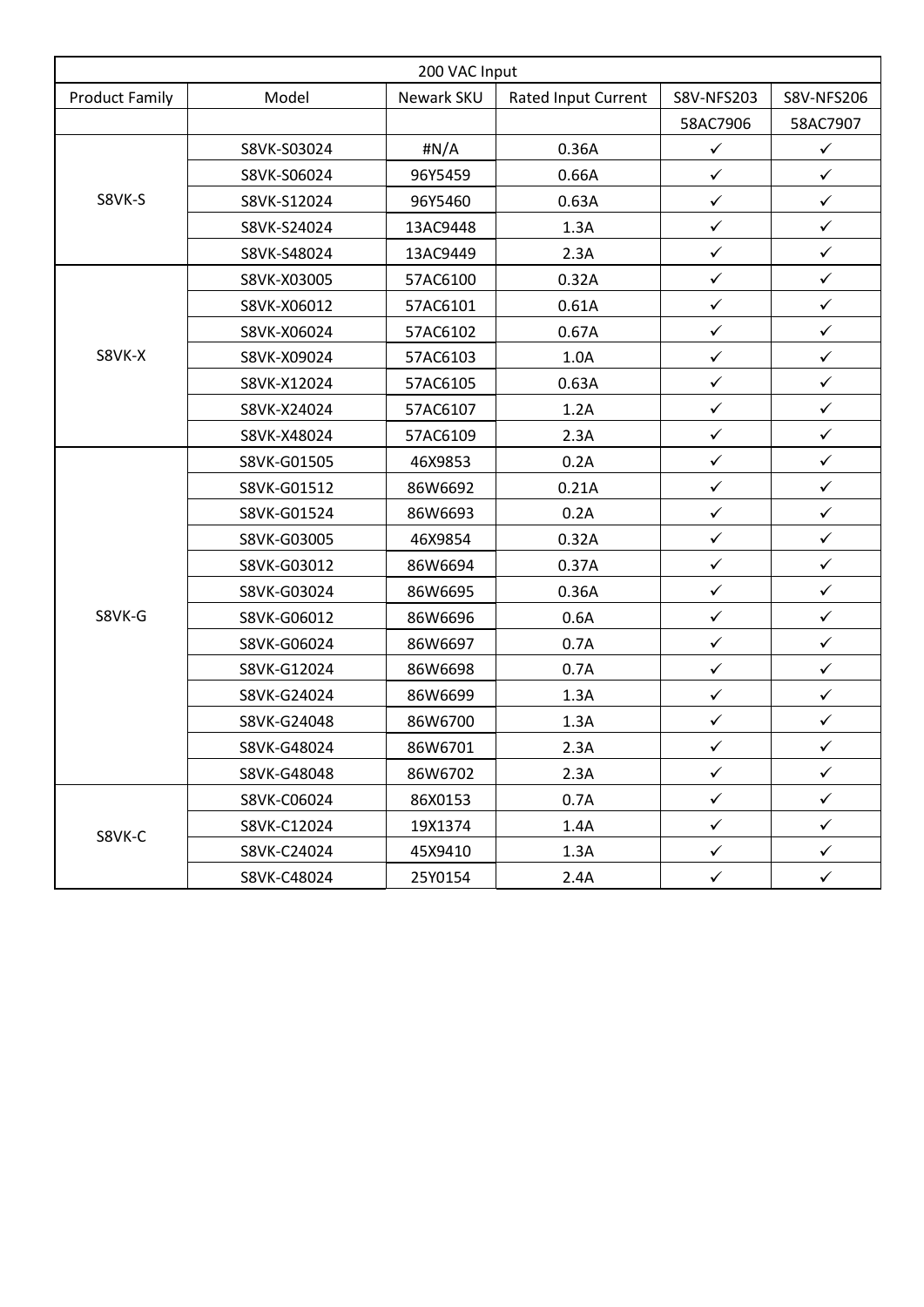| 200 VAC Input | | | | | |
|---|---|---|---|---|---|
| Product Family | Model | Newark SKU | Rated Input Current | S8V-NFS203 | S8V-NFS206 |
| | | | | 58AC7906 | 58AC7907 |
| S8VK-S | S8VK-S03024 | #N/A | 0.36A | ✓ | ✓ |
| | S8VK-S06024 | 96Y5459 | 0.66A | ✓ | ✓ |
| | S8VK-S12024 | 96Y5460 | 0.63A | ✓ | ✓ |
| | S8VK-S24024 | 13AC9448 | 1.3A | ✓ | ✓ |
| | S8VK-S48024 | 13AC9449 | 2.3A | ✓ | ✓ |
| S8VK-X | S8VK-X03005 | 57AC6100 | 0.32A | ✓ | ✓ |
| | S8VK-X06012 | 57AC6101 | 0.61A | ✓ | ✓ |
| | S8VK-X06024 | 57AC6102 | 0.67A | ✓ | ✓ |
| | S8VK-X09024 | 57AC6103 | 1.0A | ✓ | ✓ |
| | S8VK-X12024 | 57AC6105 | 0.63A | ✓ | ✓ |
| | S8VK-X24024 | 57AC6107 | 1.2A | ✓ | ✓ |
| | S8VK-X48024 | 57AC6109 | 2.3A | ✓ | ✓ |
| S8VK-G | S8VK-G01505 | 46X9853 | 0.2A | ✓ | ✓ |
| | S8VK-G01512 | 86W6692 | 0.21A | ✓ | ✓ |
| | S8VK-G01524 | 86W6693 | 0.2A | ✓ | ✓ |
| | S8VK-G03005 | 46X9854 | 0.32A | ✓ | ✓ |
| | S8VK-G03012 | 86W6694 | 0.37A | ✓ | ✓ |
| | S8VK-G03024 | 86W6695 | 0.36A | ✓ | ✓ |
| | S8VK-G06012 | 86W6696 | 0.6A | ✓ | ✓ |
| | S8VK-G06024 | 86W6697 | 0.7A | ✓ | ✓ |
| | S8VK-G12024 | 86W6698 | 0.7A | ✓ | ✓ |
| | S8VK-G24024 | 86W6699 | 1.3A | ✓ | ✓ |
| | S8VK-G24048 | 86W6700 | 1.3A | ✓ | ✓ |
| | S8VK-G48024 | 86W6701 | 2.3A | ✓ | ✓ |
| | S8VK-G48048 | 86W6702 | 2.3A | ✓ | ✓ |
| S8VK-C | S8VK-C06024 | 86X0153 | 0.7A | ✓ | ✓ |
| | S8VK-C12024 | 19X1374 | 1.4A | ✓ | ✓ |
| | S8VK-C24024 | 45X9410 | 1.3A | ✓ | ✓ |
| | S8VK-C48024 | 25Y0154 | 2.4A | ✓ | ✓ |